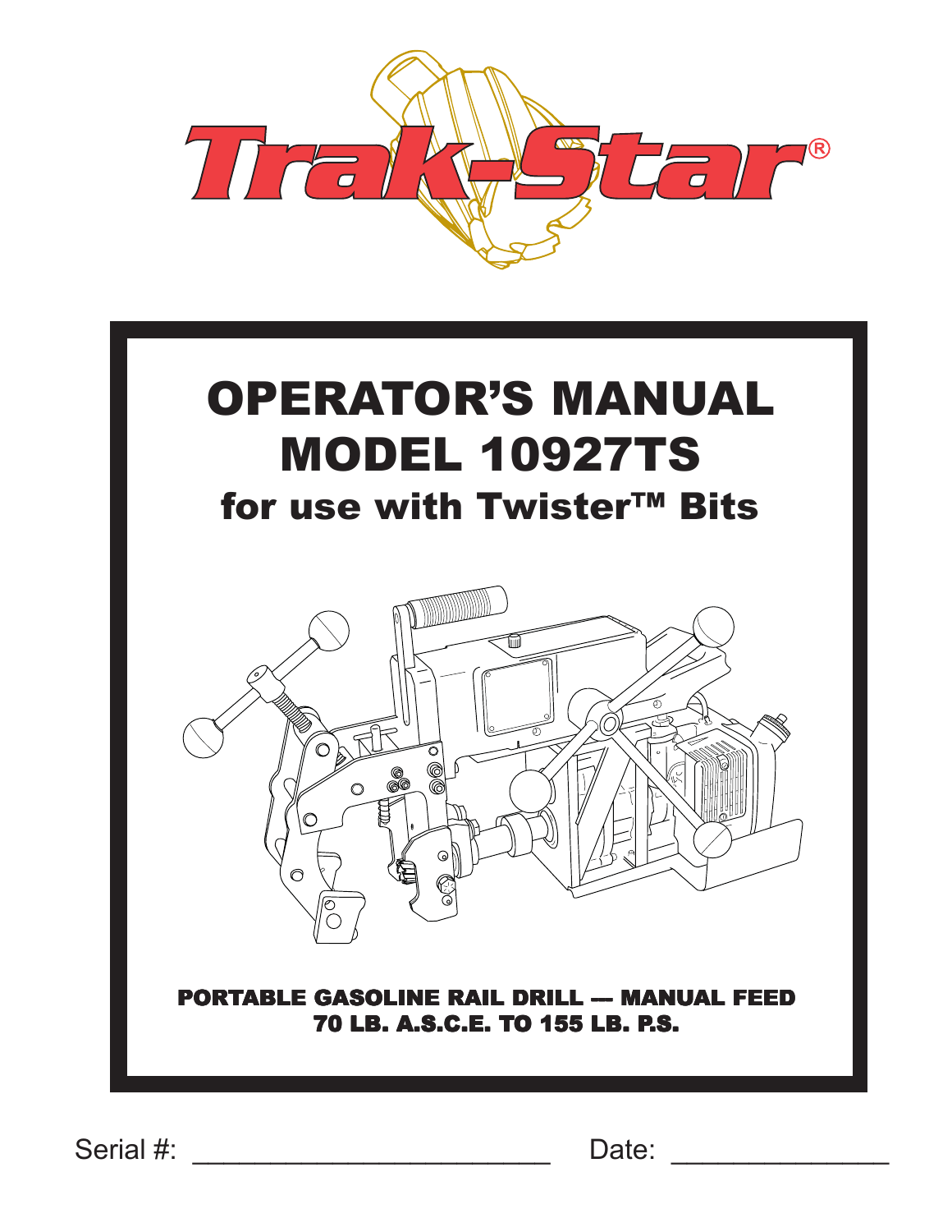# Trak-Star®

# OPERATOR'S MANUAL
# MODEL 10927TS
## for use with Twister™ Bits

**PORTABLE GASOLINE RAIL DRILL — MANUAL FEED**
**70 LB. A.S.C.E. TO 155 LB. P.S.**

Serial #: ________________________ Date: ______________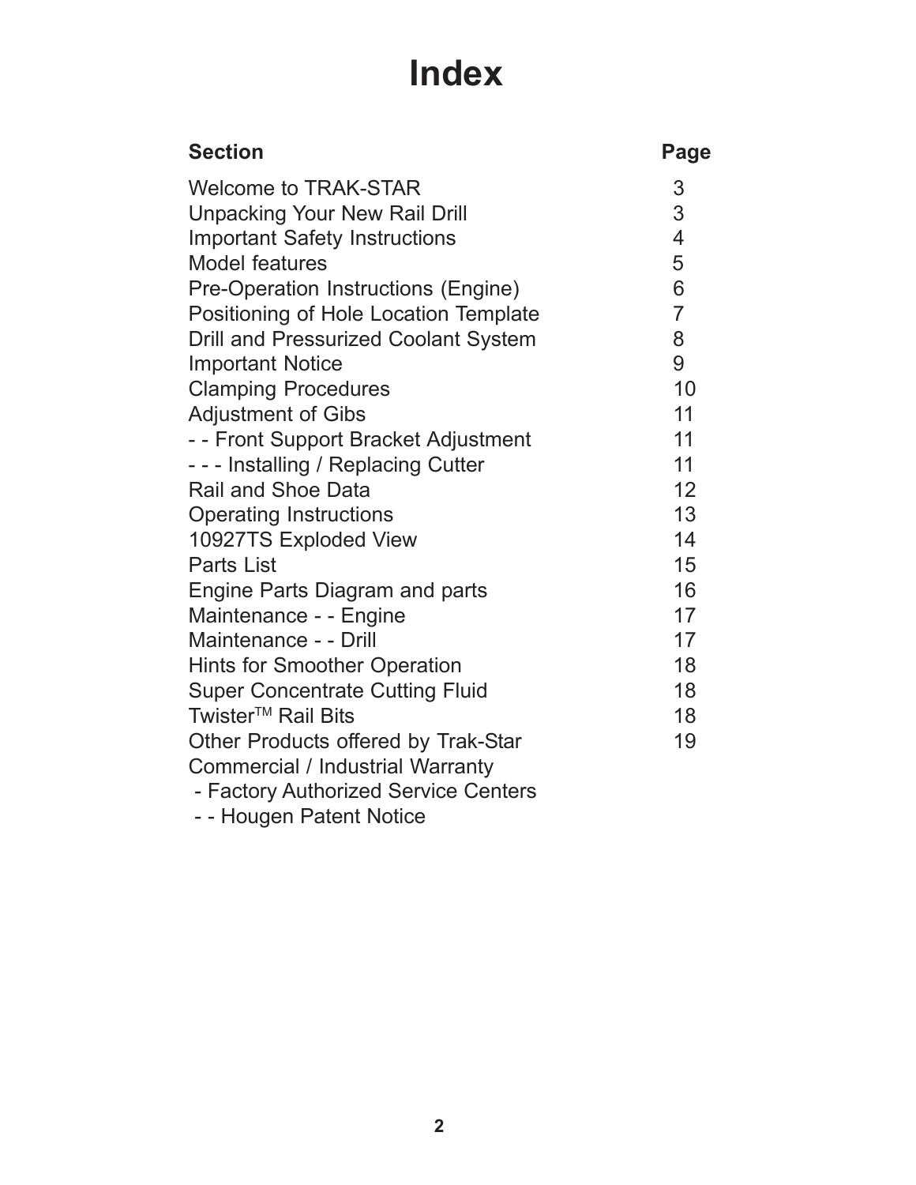# Index

| Section | Page |
|---|---|
| Welcome to TRAK-STAR | 3 |
| Unpacking Your New Rail Drill | 3 |
| Important Safety Instructions | 4 |
| Model features | 5 |
| Pre-Operation Instructions (Engine) | 6 |
| Positioning of Hole Location Template | 7 |
| Drill and Pressurized Coolant System | 8 |
| Important Notice | 9 |
| Clamping Procedures | 10 |
| Adjustment of Gibs | 11 |
| - - Front Support Bracket Adjustment | 11 |
| - - - Installing / Replacing Cutter | 11 |
| Rail and Shoe Data | 12 |
| Operating Instructions | 13 |
| 10927TS Exploded View | 14 |
| Parts List | 15 |
| Engine Parts Diagram and parts | 16 |
| Maintenance - - Engine | 17 |
| Maintenance - - Drill | 17 |
| Hints for Smoother Operation | 18 |
| Super Concentrate Cutting Fluid | 18 |
| Twister™ Rail Bits | 18 |
| Other Products offered by Trak-Star | 19 |
| Commercial / Industrial Warranty | |
| - Factory Authorized Service Centers | |
| - - Hougen Patent Notice | |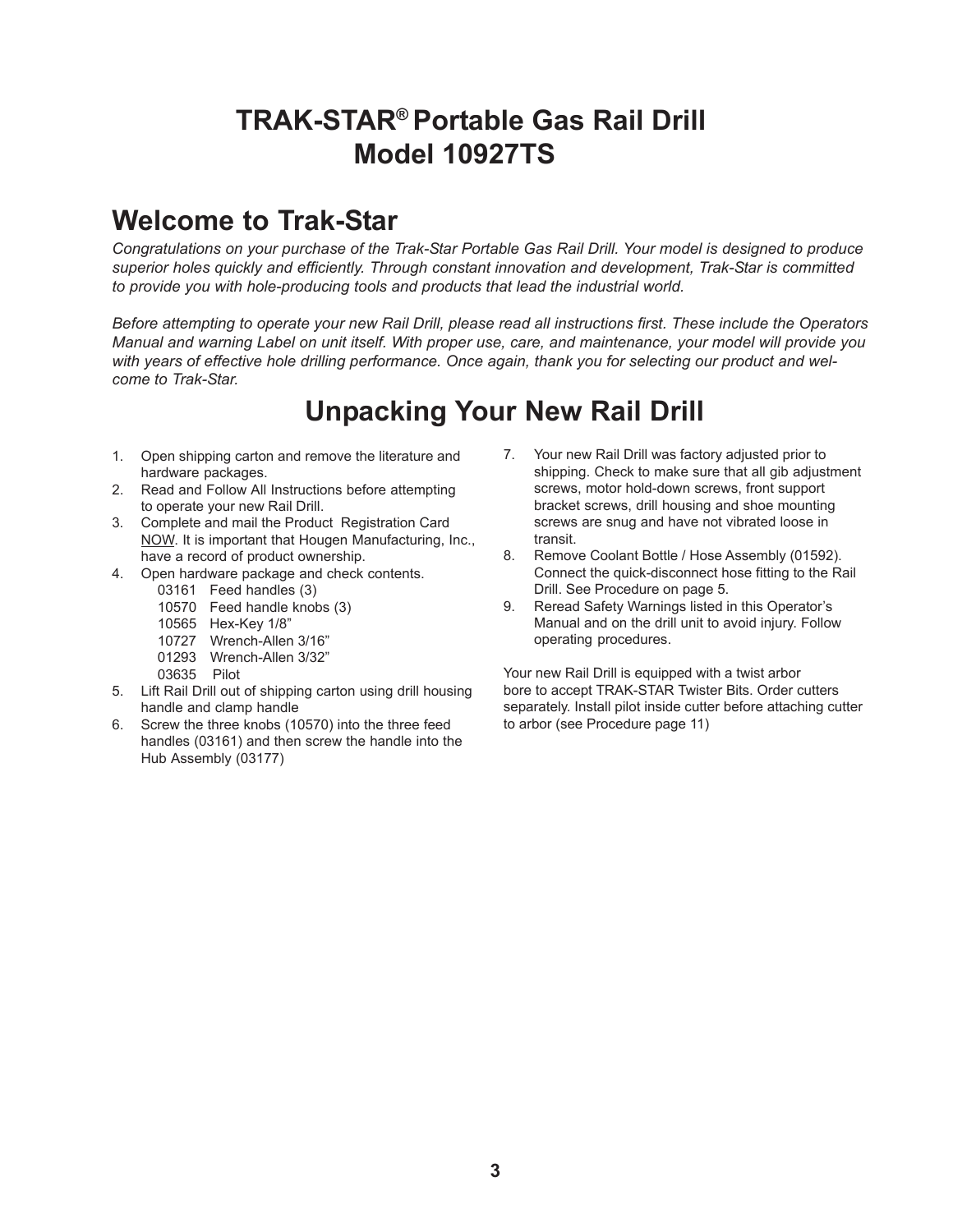# TRAK-STAR® Portable Gas Rail Drill Model 10927TS

## Welcome to Trak-Star

*Congratulations on your purchase of the Trak-Star Portable Gas Rail Drill. Your model is designed to produce superior holes quickly and efficiently. Through constant innovation and development, Trak-Star is committed to provide you with hole-producing tools and products that lead the industrial world.*

*Before attempting to operate your new Rail Drill, please read all instructions first. These include the Operators Manual and warning Label on unit itself. With proper use, care, and maintenance, your model will provide you with years of effective hole drilling performance. Once again, thank you for selecting our product and welcome to Trak-Star.*

## Unpacking Your New Rail Drill

1. Open shipping carton and remove the literature and hardware packages.
2. Read and Follow All Instructions before attempting to operate your new Rail Drill.
3. Complete and mail the Product Registration Card <u>NOW</u>. It is important that Hougen Manufacturing, Inc., have a record of product ownership.
4. Open hardware package and check contents.
   - 03161 Feed handles (3)
   - 10570 Feed handle knobs (3)
   - 10565 Hex-Key 1/8"
   - 10727 Wrench-Allen 3/16"
   - 01293 Wrench-Allen 3/32"
   - 03635 Pilot
5. Lift Rail Drill out of shipping carton using drill housing handle and clamp handle
6. Screw the three knobs (10570) into the three feed handles (03161) and then screw the handle into the Hub Assembly (03177)
7. Your new Rail Drill was factory adjusted prior to shipping. Check to make sure that all gib adjustment screws, motor hold-down screws, front support bracket screws, drill housing and shoe mounting screws are snug and have not vibrated loose in transit.
8. Remove Coolant Bottle / Hose Assembly (01592). Connect the quick-disconnect hose fitting to the Rail Drill. See Procedure on page 5.
9. Reread Safety Warnings listed in this Operator's Manual and on the drill unit to avoid injury. Follow operating procedures.

Your new Rail Drill is equipped with a twist arbor bore to accept TRAK-STAR Twister Bits. Order cutters separately. Install pilot inside cutter before attaching cutter to arbor (see Procedure page 11)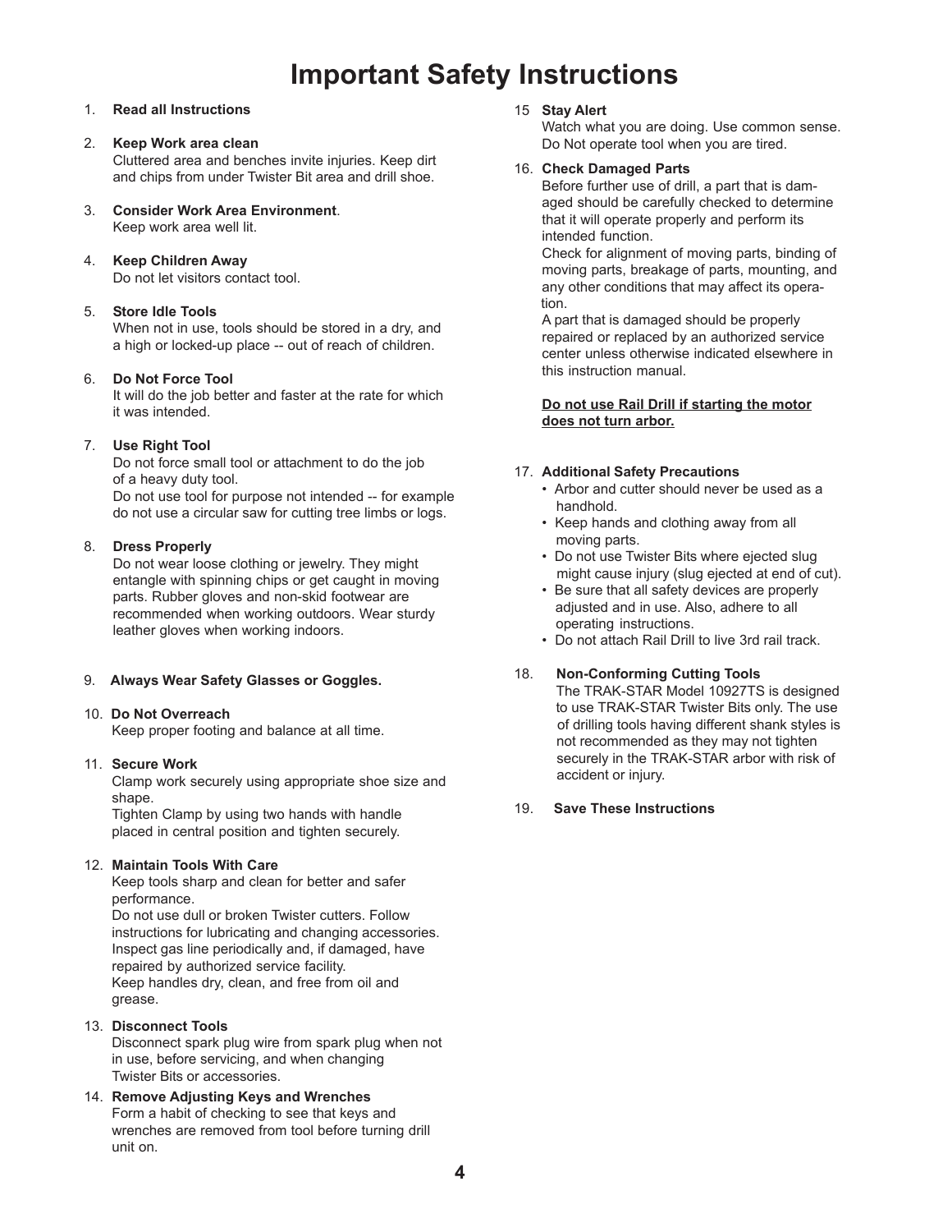# Important Safety Instructions

1. **Read all Instructions**

2. **Keep Work area clean**
   Cluttered area and benches invite injuries. Keep dirt and chips from under Twister Bit area and drill shoe.

3. **Consider Work Area Environment**.
   Keep work area well lit.

4. **Keep Children Away**
   Do not let visitors contact tool.

5. **Store Idle Tools**
   When not in use, tools should be stored in a dry, and a high or locked-up place -- out of reach of children.

6. **Do Not Force Tool**
   It will do the job better and faster at the rate for which it was intended.

7. **Use Right Tool**
   Do not force small tool or attachment to do the job of a heavy duty tool.
   Do not use tool for purpose not intended -- for example do not use a circular saw for cutting tree limbs or logs.

8. **Dress Properly**
   Do not wear loose clothing or jewelry. They might entangle with spinning chips or get caught in moving parts. Rubber gloves and non-skid footwear are recommended when working outdoors. Wear sturdy leather gloves when working indoors.

9. **Always Wear Safety Glasses or Goggles.**

10. **Do Not Overreach**
    Keep proper footing and balance at all time.

11. **Secure Work**
    Clamp work securely using appropriate shoe size and shape.
    Tighten Clamp by using two hands with handle placed in central position and tighten securely.

12. **Maintain Tools With Care**
    Keep tools sharp and clean for better and safer performance.
    Do not use dull or broken Twister cutters. Follow instructions for lubricating and changing accessories. Inspect gas line periodically and, if damaged, have repaired by authorized service facility.
    Keep handles dry, clean, and free from oil and grease.

13. **Disconnect Tools**
    Disconnect spark plug wire from spark plug when not in use, before servicing, and when changing Twister Bits or accessories.

14. **Remove Adjusting Keys and Wrenches**
    Form a habit of checking to see that keys and wrenches are removed from tool before turning drill unit on.

15. **Stay Alert**
    Watch what you are doing. Use common sense. Do Not operate tool when you are tired.

16. **Check Damaged Parts**
    Before further use of drill, a part that is damaged should be carefully checked to determine that it will operate properly and perform its intended function.
    Check for alignment of moving parts, binding of moving parts, breakage of parts, mounting, and any other conditions that may affect its operation.
    A part that is damaged should be properly repaired or replaced by an authorized service center unless otherwise indicated elsewhere in this instruction manual.

    **Do not use Rail Drill if starting the motor does not turn arbor.**

17. **Additional Safety Precautions**
    - Arbor and cutter should never be used as a handhold.
    - Keep hands and clothing away from all moving parts.
    - Do not use Twister Bits where ejected slug might cause injury (slug ejected at end of cut).
    - Be sure that all safety devices are properly adjusted and in use. Also, adhere to all operating instructions.
    - Do not attach Rail Drill to live 3rd rail track.

18. **Non-Conforming Cutting Tools**
    The TRAK-STAR Model 10927TS is designed to use TRAK-STAR Twister Bits only. The use of drilling tools having different shank styles is not recommended as they may not tighten securely in the TRAK-STAR arbor with risk of accident or injury.

19. **Save These Instructions**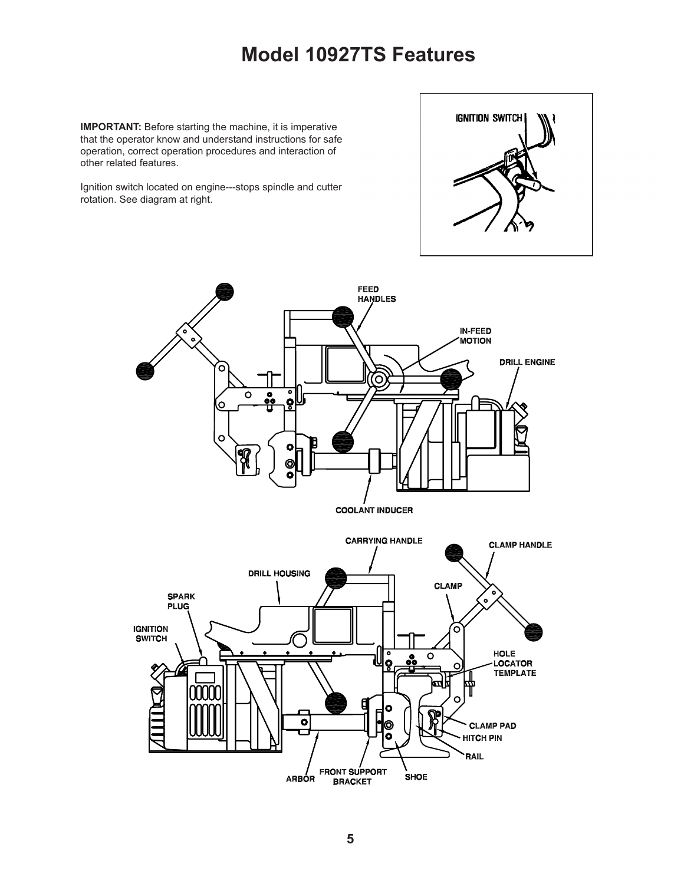# Model 10927TS Features

**IMPORTANT:** Before starting the machine, it is imperative that the operator know and understand instructions for safe operation, correct operation procedures and interaction of other related features.

Ignition switch located on engine---stops spindle and cutter rotation. See diagram at right.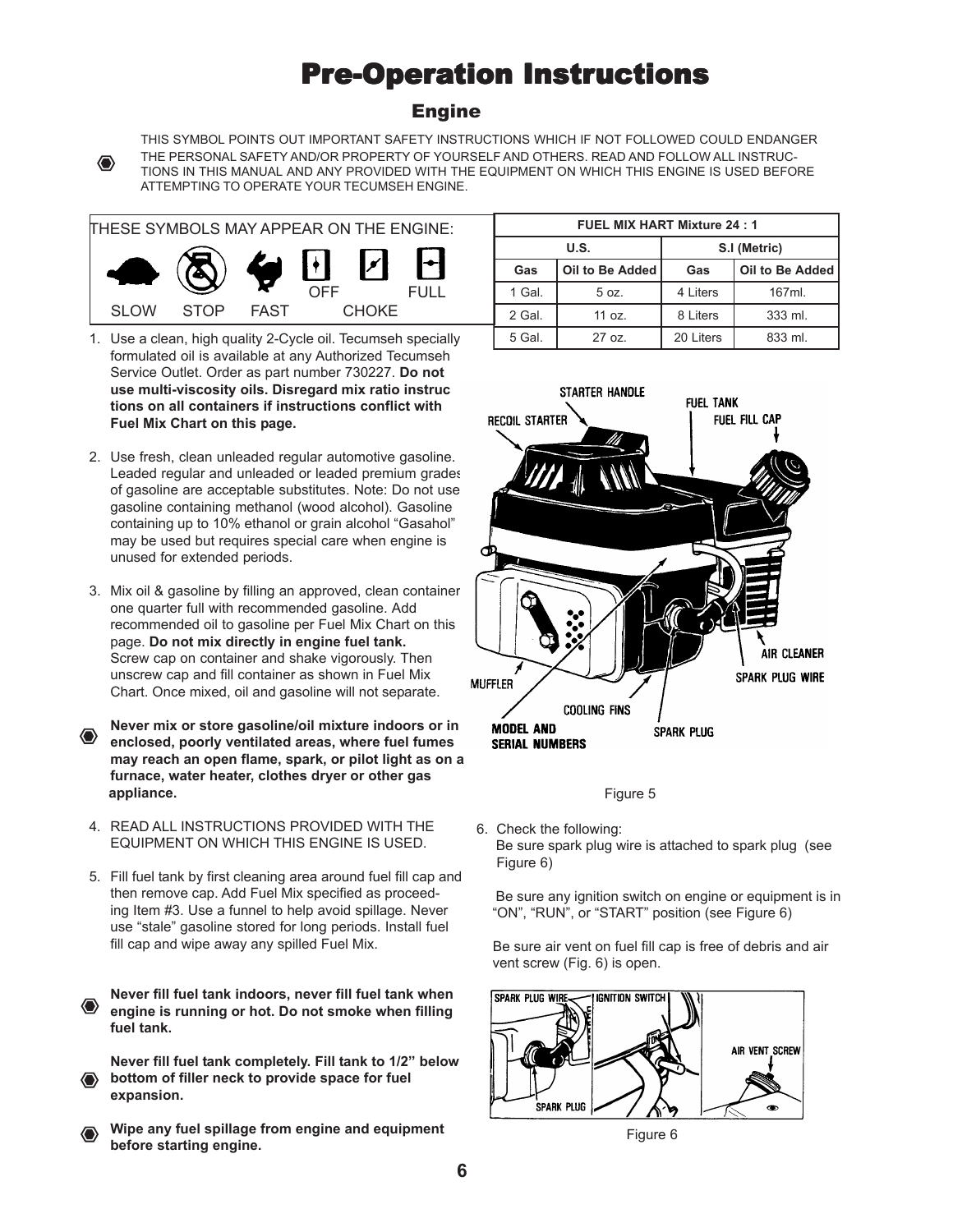# Pre-Operation Instructions

## Engine

THIS SYMBOL POINTS OUT IMPORTANT SAFETY INSTRUCTIONS WHICH IF NOT FOLLOWED COULD ENDANGER THE PERSONAL SAFETY AND/OR PROPERTY OF YOURSELF AND OTHERS. READ AND FOLLOW ALL INSTRUCTIONS IN THIS MANUAL AND ANY PROVIDED WITH THE EQUIPMENT ON WHICH THIS ENGINE IS USED BEFORE ATTEMPTING TO OPERATE YOUR TECUMSEH ENGINE.

THESE SYMBOLS MAY APPEAR ON THE ENGINE:

SLOW STOP FAST OFF FULL CHOKE

| FUEL MIX HART Mixture 24 : 1 | | | |
|---|---|---|---|
| U.S. | | S.I (Metric) | |
| Gas | Oil to Be Added | Gas | Oil to Be Added |
| 1 Gal. | 5 oz. | 4 Liters | 167ml. |
| 2 Gal. | 11 oz. | 8 Liters | 333 ml. |
| 5 Gal. | 27 oz. | 20 Liters | 833 ml. |

1. Use a clean, high quality 2-Cycle oil. Tecumseh specially formulated oil is available at any Authorized Tecumseh Service Outlet. Order as part number 730227. **Do not use multi-viscosity oils. Disregard mix ratio instructions on all containers if instructions conflict with Fuel Mix Chart on this page.**

2. Use fresh, clean unleaded regular automotive gasoline. Leaded regular and unleaded or leaded premium grades of gasoline are acceptable substitutes. Note: Do not use gasoline containing methanol (wood alcohol). Gasoline containing up to 10% ethanol or grain alcohol "Gasahol" may be used but requires special care when engine is unused for extended periods.

3. Mix oil & gasoline by filling an approved, clean container one quarter full with recommended gasoline. Add recommended oil to gasoline per Fuel Mix Chart on this page. **Do not mix directly in engine fuel tank.** Screw cap on container and shake vigorously. Then unscrew cap and fill container as shown in Fuel Mix Chart. Once mixed, oil and gasoline will not separate.

**Never mix or store gasoline/oil mixture indoors or in enclosed, poorly ventilated areas, where fuel fumes may reach an open flame, spark, or pilot light as on a furnace, water heater, clothes dryer or other gas appliance.**

4. READ ALL INSTRUCTIONS PROVIDED WITH THE EQUIPMENT ON WHICH THIS ENGINE IS USED.

5. Fill fuel tank by first cleaning area around fuel fill cap and then remove cap. Add Fuel Mix specified as proceeding Item #3. Use a funnel to help avoid spillage. Never use "stale" gasoline stored for long periods. Install fuel fill cap and wipe away any spilled Fuel Mix.

**Never fill fuel tank indoors, never fill fuel tank when engine is running or hot. Do not smoke when filling fuel tank.**

**Never fill fuel tank completely. Fill tank to 1/2" below bottom of filler neck to provide space for fuel expansion.**

**Wipe any fuel spillage from engine and equipment before starting engine.**

STARTER HANDLE, RECOIL STARTER, FUEL TANK, FUEL FILL CAP, AIR CLEANER, SPARK PLUG WIRE, MUFFLER, COOLING FINS, MODEL AND SERIAL NUMBERS, SPARK PLUG

Figure 5

6. Check the following:
   Be sure spark plug wire is attached to spark plug (see Figure 6)

   Be sure any ignition switch on engine or equipment is in "ON", "RUN", or "START" position (see Figure 6)

   Be sure air vent on fuel fill cap is free of debris and air vent screw (Fig. 6) is open.

SPARK PLUG WIRE, IGNITION SWITCH, AIR VENT SCREW, SPARK PLUG

Figure 6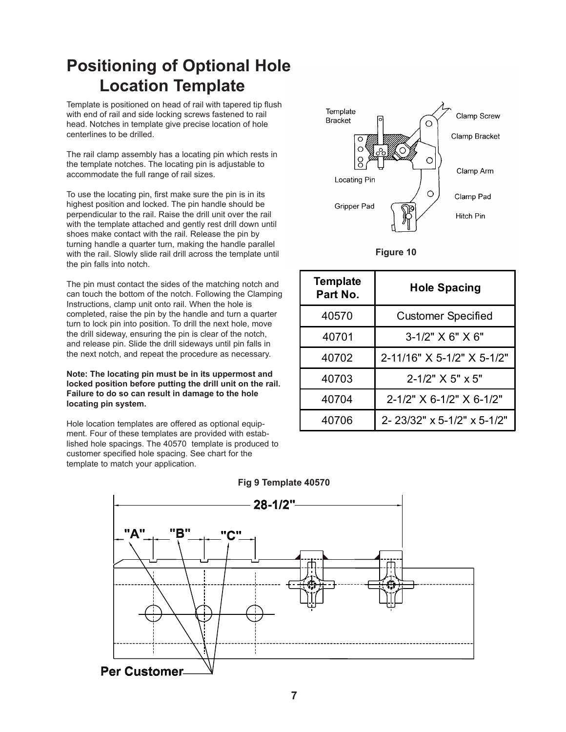# Positioning of Optional Hole Location Template

Template is positioned on head of rail with tapered tip flush with end of rail and side locking screws fastened to rail head. Notches in template give precise location of hole centerlines to be drilled.

The rail clamp assembly has a locating pin which rests in the template notches. The locating pin is adjustable to accommodate the full range of rail sizes.

To use the locating pin, first make sure the pin is in its highest position and locked. The pin handle should be perpendicular to the rail. Raise the drill unit over the rail with the template attached and gently rest drill down until shoes make contact with the rail. Release the pin by turning handle a quarter turn, making the handle parallel with the rail. Slowly slide rail drill across the template until the pin falls into notch.

The pin must contact the sides of the matching notch and can touch the bottom of the notch. Following the Clamping Instructions, clamp unit onto rail. When the hole is completed, raise the pin by the handle and turn a quarter turn to lock pin into position. To drill the next hole, move the drill sideway, ensuring the pin is clear of the notch, and release pin. Slide the drill sideways until pin falls in the next notch, and repeat the procedure as necessary.

**Note: The locating pin must be in its uppermost and locked position before putting the drill unit on the rail. Failure to do so can result in damage to the hole locating pin system.**

Hole location templates are offered as optional equipment. Four of these templates are provided with established hole spacings. The 40570 template is produced to customer specified hole spacing. See chart for the template to match your application.

Template Bracket, Clamp Screw, Clamp Bracket, Clamp Arm, Locating Pin, Clamp Pad, Gripper Pad, Hitch Pin

**Figure 10**

| Template Part No. | Hole Spacing |
|---|---|
| 40570 | Customer Specified |
| 40701 | 3-1/2" X 6" X 6" |
| 40702 | 2-11/16" X 5-1/2" X 5-1/2" |
| 40703 | 2-1/2" X 5" x 5" |
| 40704 | 2-1/2" X 6-1/2" X 6-1/2" |
| 40706 | 2- 23/32" x 5-1/2" x 5-1/2" |

**Fig 9 Template 40570**

28-1/2"

"A" "B" "C"

Per Customer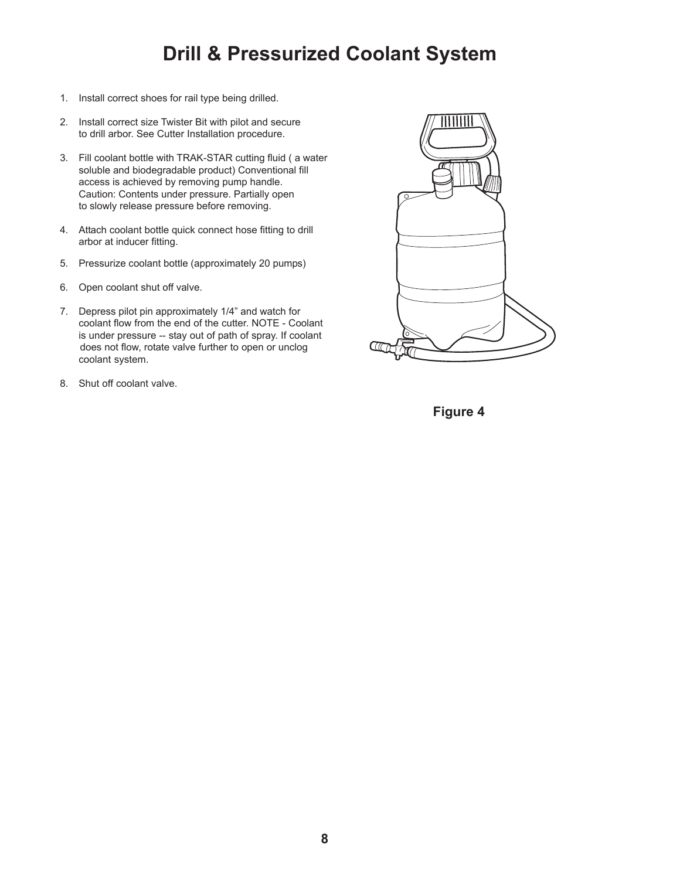# Drill & Pressurized Coolant System

1. Install correct shoes for rail type being drilled.
2. Install correct size Twister Bit with pilot and secure to drill arbor. See Cutter Installation procedure.
3. Fill coolant bottle with TRAK-STAR cutting fluid ( a water soluble and biodegradable product) Conventional fill access is achieved by removing pump handle. Caution: Contents under pressure. Partially open to slowly release pressure before removing.
4. Attach coolant bottle quick connect hose fitting to drill arbor at inducer fitting.
5. Pressurize coolant bottle (approximately 20 pumps)
6. Open coolant shut off valve.
7. Depress pilot pin approximately 1/4" and watch for coolant flow from the end of the cutter. NOTE - Coolant is under pressure -- stay out of path of spray. If coolant does not flow, rotate valve further to open or unclog coolant system.
8. Shut off coolant valve.

**Figure 4**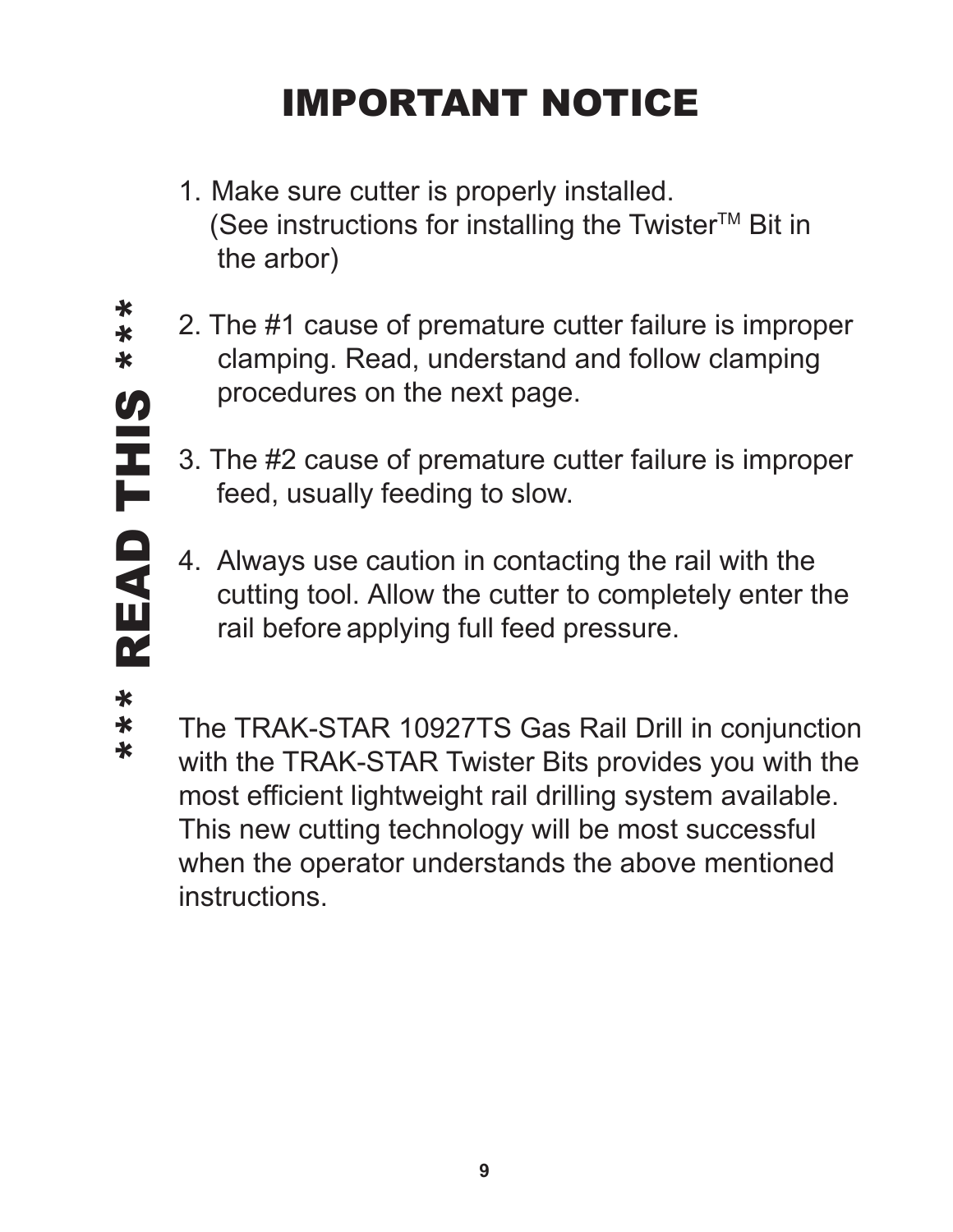# IMPORTANT NOTICE

*** READ THIS ***

1. Make sure cutter is properly installed. (See instructions for installing the Twister™ Bit in the arbor)

2. The #1 cause of premature cutter failure is improper clamping. Read, understand and follow clamping procedures on the next page.

3. The #2 cause of premature cutter failure is improper feed, usually feeding to slow.

4. Always use caution in contacting the rail with the cutting tool. Allow the cutter to completely enter the rail before applying full feed pressure.

The TRAK-STAR 10927TS Gas Rail Drill in conjunction with the TRAK-STAR Twister Bits provides you with the most efficient lightweight rail drilling system available. This new cutting technology will be most successful when the operator understands the above mentioned instructions.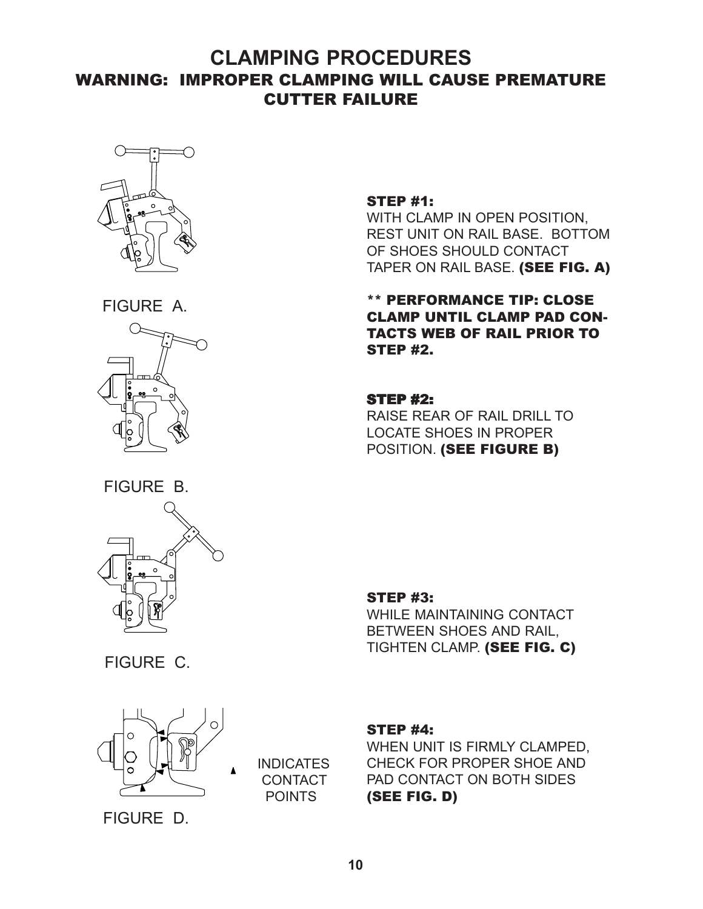# CLAMPING PROCEDURES

## WARNING: IMPROPER CLAMPING WILL CAUSE PREMATURE CUTTER FAILURE

FIGURE A.

FIGURE B.

FIGURE C.

FIGURE D.

▲ INDICATES CONTACT POINTS

**STEP #1:**
WITH CLAMP IN OPEN POSITION, REST UNIT ON RAIL BASE. BOTTOM OF SHOES SHOULD CONTACT TAPER ON RAIL BASE. **(SEE FIG. A)**

**** PERFORMANCE TIP: CLOSE CLAMP UNTIL CLAMP PAD CONTACTS WEB OF RAIL PRIOR TO STEP #2.**

**STEP #2:**
RAISE REAR OF RAIL DRILL TO LOCATE SHOES IN PROPER POSITION. **(SEE FIGURE B)**

**STEP #3:**
WHILE MAINTAINING CONTACT BETWEEN SHOES AND RAIL, TIGHTEN CLAMP. **(SEE FIG. C)**

**STEP #4:**
WHEN UNIT IS FIRMLY CLAMPED, CHECK FOR PROPER SHOE AND PAD CONTACT ON BOTH SIDES **(SEE FIG. D)**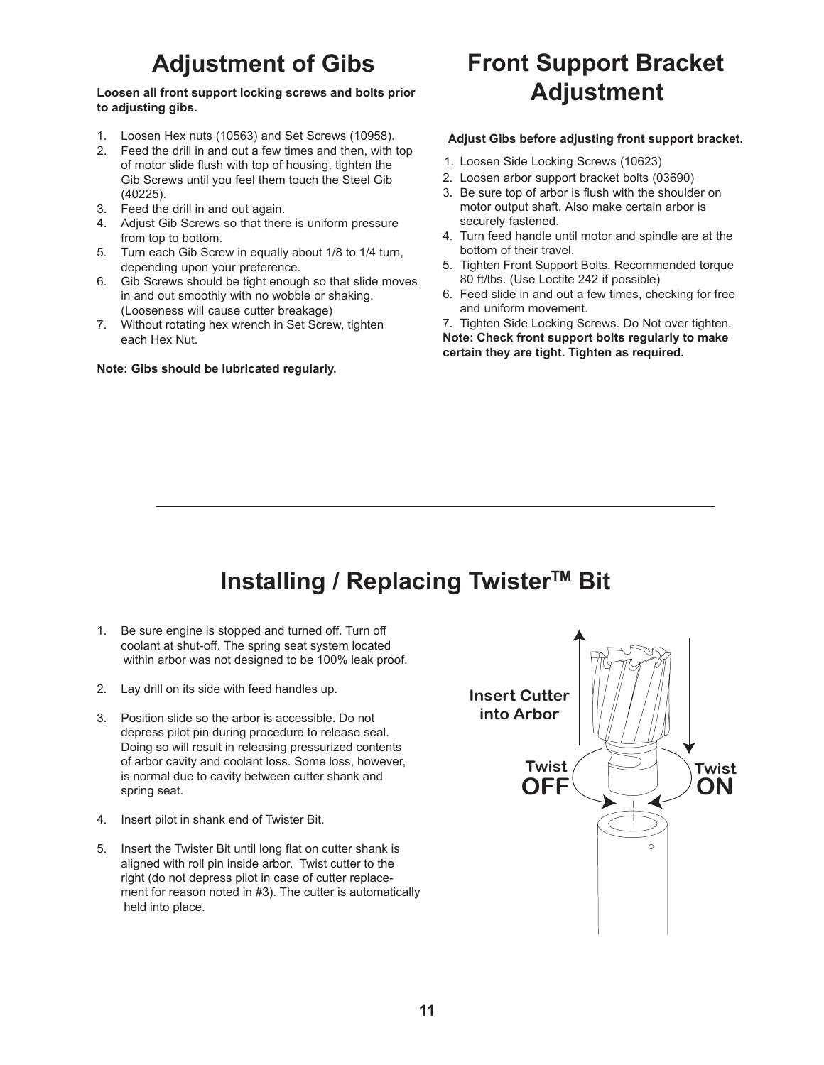## Adjustment of Gibs

**Loosen all front support locking screws and bolts prior to adjusting gibs.**

1. Loosen Hex nuts (10563) and Set Screws (10958).
2. Feed the drill in and out a few times and then, with top of motor slide flush with top of housing, tighten the Gib Screws until you feel them touch the Steel Gib (40225).
3. Feed the drill in and out again.
4. Adjust Gib Screws so that there is uniform pressure from top to bottom.
5. Turn each Gib Screw in equally about 1/8 to 1/4 turn, depending upon your preference.
6. Gib Screws should be tight enough so that slide moves in and out smoothly with no wobble or shaking. (Looseness will cause cutter breakage)
7. Without rotating hex wrench in Set Screw, tighten each Hex Nut.

**Note: Gibs should be lubricated regularly.**

## Front Support Bracket Adjustment

**Adjust Gibs before adjusting front support bracket.**

1. Loosen Side Locking Screws (10623)
2. Loosen arbor support bracket bolts (03690)
3. Be sure top of arbor is flush with the shoulder on motor output shaft. Also make certain arbor is securely fastened.
4. Turn feed handle until motor and spindle are at the bottom of their travel.
5. Tighten Front Support Bolts. Recommended torque 80 ft/lbs. (Use Loctite 242 if possible)
6. Feed slide in and out a few times, checking for free and uniform movement.
7. Tighten Side Locking Screws. Do Not over tighten.

**Note: Check front support bolts regularly to make certain they are tight. Tighten as required.**

---

## Installing / Replacing Twister™ Bit

1. Be sure engine is stopped and turned off. Turn off coolant at shut-off. The spring seat system located within arbor was not designed to be 100% leak proof.
2. Lay drill on its side with feed handles up.
3. Position slide so the arbor is accessible. Do not depress pilot pin during procedure to release seal. Doing so will result in releasing pressurized contents of arbor cavity and coolant loss. Some loss, however, is normal due to cavity between cutter shank and spring seat.
4. Insert pilot in shank end of Twister Bit.
5. Insert the Twister Bit until long flat on cutter shank is aligned with roll pin inside arbor. Twist cutter to the right (do not depress pilot in case of cutter replacement for reason noted in #3). The cutter is automatically held into place.

Insert Cutter into Arbor

Twist OFF

Twist ON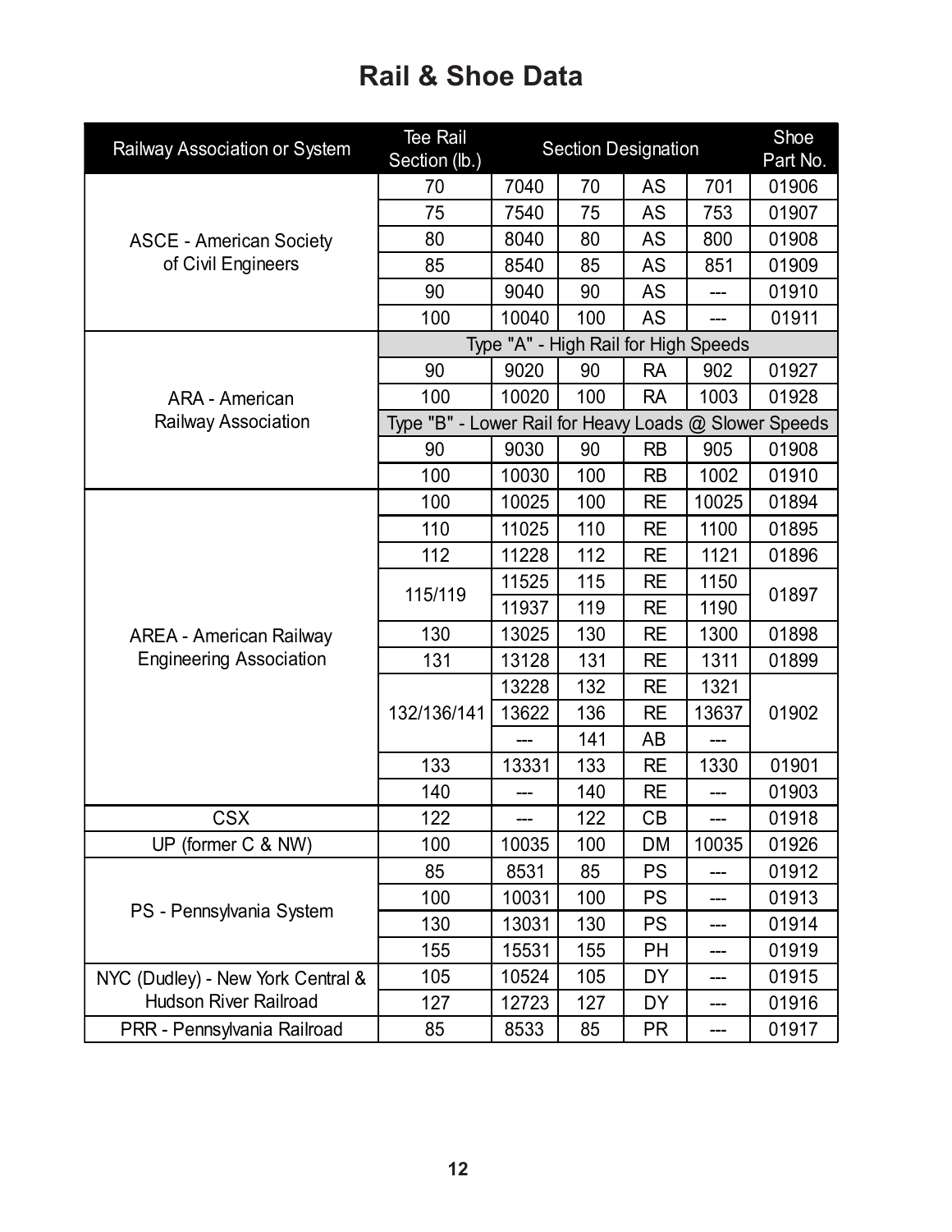# Rail & Shoe Data

| Railway Association or System | Tee Rail Section (lb.) | Section Designation | | | | Shoe Part No. |
|---|---|---|---|---|---|---|
| ASCE - American Society of Civil Engineers | 70 | 7040 | 70 | AS | 701 | 01906 |
| | 75 | 7540 | 75 | AS | 753 | 01907 |
| | 80 | 8040 | 80 | AS | 800 | 01908 |
| | 85 | 8540 | 85 | AS | 851 | 01909 |
| | 90 | 9040 | 90 | AS | --- | 01910 |
| | 100 | 10040 | 100 | AS | --- | 01911 |
| ARA - American Railway Association | Type "A" - High Rail for High Speeds | | | | | |
| | 90 | 9020 | 90 | RA | 902 | 01927 |
| | 100 | 10020 | 100 | RA | 1003 | 01928 |
| | Type "B" - Lower Rail for Heavy Loads @ Slower Speeds | | | | | |
| | 90 | 9030 | 90 | RB | 905 | 01908 |
| | 100 | 10030 | 100 | RB | 1002 | 01910 |
| AREA - American Railway Engineering Association | 100 | 10025 | 100 | RE | 10025 | 01894 |
| | 110 | 11025 | 110 | RE | 1100 | 01895 |
| | 112 | 11228 | 112 | RE | 1121 | 01896 |
| | 115/119 | 11525 | 115 | RE | 1150 | 01897 |
| | | 11937 | 119 | RE | 1190 | |
| | 130 | 13025 | 130 | RE | 1300 | 01898 |
| | 131 | 13128 | 131 | RE | 1311 | 01899 |
| | 132/136/141 | 13228 | 132 | RE | 1321 | 01902 |
| | | 13622 | 136 | RE | 13637 | |
| | | --- | 141 | AB | --- | |
| | 133 | 13331 | 133 | RE | 1330 | 01901 |
| | 140 | --- | 140 | RE | --- | 01903 |
| CSX | 122 | --- | 122 | CB | --- | 01918 |
| UP (former C & NW) | 100 | 10035 | 100 | DM | 10035 | 01926 |
| PS - Pennsylvania System | 85 | 8531 | 85 | PS | --- | 01912 |
| | 100 | 10031 | 100 | PS | --- | 01913 |
| | 130 | 13031 | 130 | PS | --- | 01914 |
| | 155 | 15531 | 155 | PH | --- | 01919 |
| NYC (Dudley) - New York Central & Hudson River Railroad | 105 | 10524 | 105 | DY | --- | 01915 |
| | 127 | 12723 | 127 | DY | --- | 01916 |
| PRR - Pennsylvania Railroad | 85 | 8533 | 85 | PR | --- | 01917 |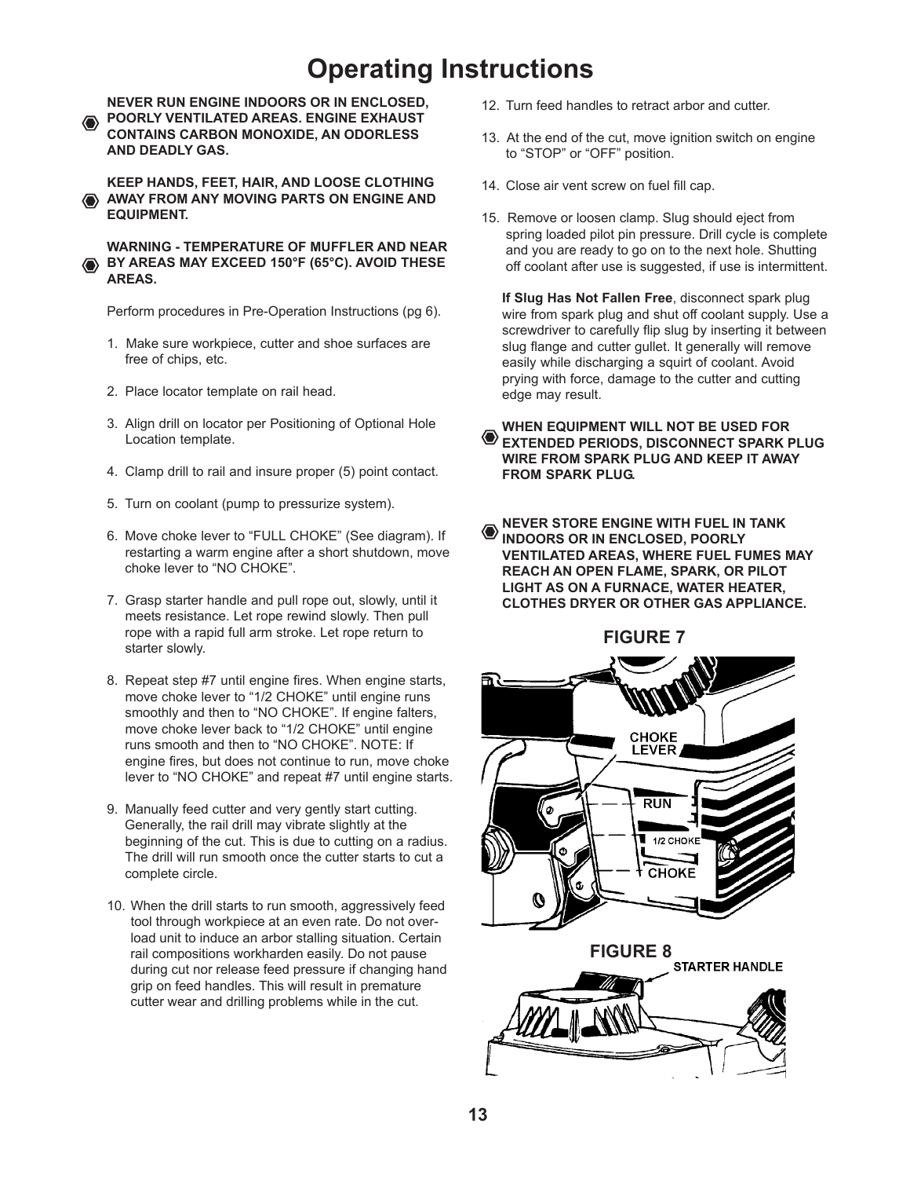# Operating Instructions

**NEVER RUN ENGINE INDOORS OR IN ENCLOSED, POORLY VENTILATED AREAS. ENGINE EXHAUST CONTAINS CARBON MONOXIDE, AN ODORLESS AND DEADLY GAS.**

**KEEP HANDS, FEET, HAIR, AND LOOSE CLOTHING AWAY FROM ANY MOVING PARTS ON ENGINE AND EQUIPMENT.**

**WARNING - TEMPERATURE OF MUFFLER AND NEAR BY AREAS MAY EXCEED 150°F (65°C). AVOID THESE AREAS.**

Perform procedures in Pre-Operation Instructions (pg 6).

1. Make sure workpiece, cutter and shoe surfaces are free of chips, etc.
2. Place locator template on rail head.
3. Align drill on locator per Positioning of Optional Hole Location template.
4. Clamp drill to rail and insure proper (5) point contact.
5. Turn on coolant (pump to pressurize system).
6. Move choke lever to "FULL CHOKE" (See diagram). If restarting a warm engine after a short shutdown, move choke lever to "NO CHOKE".
7. Grasp starter handle and pull rope out, slowly, until it meets resistance. Let rope rewind slowly. Then pull rope with a rapid full arm stroke. Let rope return to starter slowly.
8. Repeat step #7 until engine fires. When engine starts, move choke lever to "1/2 CHOKE" until engine runs smoothly and then to "NO CHOKE". If engine falters, move choke lever back to "1/2 CHOKE" until engine runs smooth and then to "NO CHOKE". NOTE: If engine fires, but does not continue to run, move choke lever to "NO CHOKE" and repeat #7 until engine starts.
9. Manually feed cutter and very gently start cutting. Generally, the rail drill may vibrate slightly at the beginning of the cut. This is due to cutting on a radius. The drill will run smooth once the cutter starts to cut a complete circle.
10. When the drill starts to run smooth, aggressively feed tool through workpiece at an even rate. Do not over-load unit to induce an arbor stalling situation. Certain rail compositions workharden easily. Do not pause during cut nor release feed pressure if changing hand grip on feed handles. This will result in premature cutter wear and drilling problems while in the cut.
12. Turn feed handles to retract arbor and cutter.
13. At the end of the cut, move ignition switch on engine to "STOP" or "OFF" position.
14. Close air vent screw on fuel fill cap.
15. Remove or loosen clamp. Slug should eject from spring loaded pilot pin pressure. Drill cycle is complete and you are ready to go on to the next hole. Shutting off coolant after use is suggested, if use is intermittent.

**If Slug Has Not Fallen Free**, disconnect spark plug wire from spark plug and shut off coolant supply. Use a screwdriver to carefully flip slug by inserting it between slug flange and cutter gullet. It generally will remove easily while discharging a squirt of coolant. Avoid prying with force, damage to the cutter and cutting edge may result.

**WHEN EQUIPMENT WILL NOT BE USED FOR EXTENDED PERIODS, DISCONNECT SPARK PLUG WIRE FROM SPARK PLUG AND KEEP IT AWAY FROM SPARK PLUG.**

**NEVER STORE ENGINE WITH FUEL IN TANK INDOORS OR IN ENCLOSED, POORLY VENTILATED AREAS, WHERE FUEL FUMES MAY REACH AN OPEN FLAME, SPARK, OR PILOT LIGHT AS ON A FURNACE, WATER HEATER, CLOTHES DRYER OR OTHER GAS APPLIANCE.**

**FIGURE 7**

CHOKE LEVER

RUN

1/2 CHOKE

CHOKE

**FIGURE 8**

STARTER HANDLE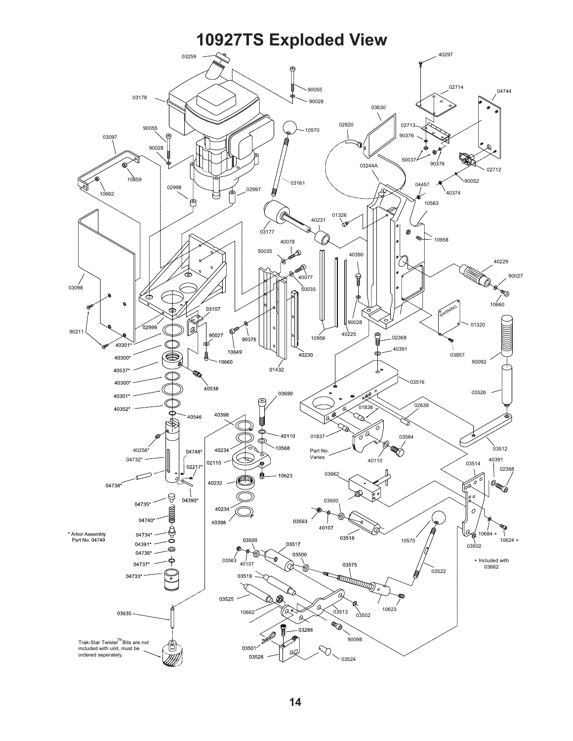# 10927TS Exploded View

\* Arbor Assembly
Part No. 04749

\+ Included with 03662

Trak-Star Twister™ Bits are not included with unit, must be ordered seperately.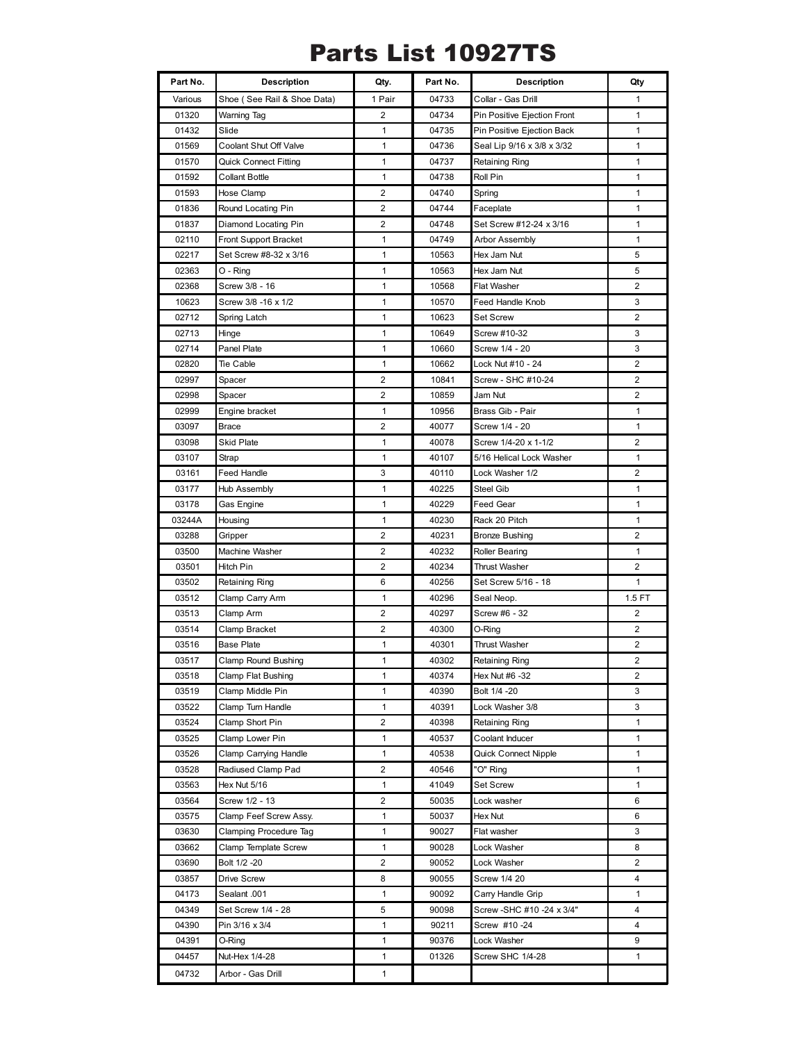# Parts List 10927TS

| Part No. | Description | Qty. | Part No. | Description | Qty |
|---|---|---|---|---|---|
| Various | Shoe ( See Rail & Shoe Data) | 1 Pair | 04733 | Collar - Gas Drill | 1 |
| 01320 | Warning Tag | 2 | 04734 | Pin Positive Ejection Front | 1 |
| 01432 | Slide | 1 | 04735 | Pin Positive Ejection Back | 1 |
| 01569 | Coolant Shut Off Valve | 1 | 04736 | Seal Lip 9/16 x 3/8 x 3/32 | 1 |
| 01570 | Quick Connect Fitting | 1 | 04737 | Retaining Ring | 1 |
| 01592 | Collant Bottle | 1 | 04738 | Roll Pin | 1 |
| 01593 | Hose Clamp | 2 | 04740 | Spring | 1 |
| 01836 | Round Locating Pin | 2 | 04744 | Faceplate | 1 |
| 01837 | Diamond Locating Pin | 2 | 04748 | Set Screw #12-24 x 3/16 | 1 |
| 02110 | Front Support Bracket | 1 | 04749 | Arbor Assembly | 1 |
| 02217 | Set Screw #8-32 x 3/16 | 1 | 10563 | Hex Jam Nut | 5 |
| 02363 | O - Ring | 1 | 10563 | Hex Jam Nut | 5 |
| 02368 | Screw 3/8 - 16 | 1 | 10568 | Flat Washer | 2 |
| 10623 | Screw 3/8 -16 x 1/2 | 1 | 10570 | Feed Handle Knob | 3 |
| 02712 | Spring Latch | 1 | 10623 | Set Screw | 2 |
| 02713 | Hinge | 1 | 10649 | Screw #10-32 | 3 |
| 02714 | Panel Plate | 1 | 10660 | Screw 1/4 - 20 | 3 |
| 02820 | Tie Cable | 1 | 10662 | Lock Nut #10 - 24 | 2 |
| 02997 | Spacer | 2 | 10841 | Screw - SHC #10-24 | 2 |
| 02998 | Spacer | 2 | 10859 | Jam Nut | 2 |
| 02999 | Engine bracket | 1 | 10956 | Brass Gib - Pair | 1 |
| 03097 | Brace | 2 | 40077 | Screw 1/4 - 20 | 1 |
| 03098 | Skid Plate | 1 | 40078 | Screw 1/4-20 x 1-1/2 | 2 |
| 03107 | Strap | 1 | 40107 | 5/16 Helical Lock Washer | 1 |
| 03161 | Feed Handle | 3 | 40110 | Lock Washer 1/2 | 2 |
| 03177 | Hub Assembly | 1 | 40225 | Steel Gib | 1 |
| 03178 | Gas Engine | 1 | 40229 | Feed Gear | 1 |
| 03244A | Housing | 1 | 40230 | Rack 20 Pitch | 1 |
| 03288 | Gripper | 2 | 40231 | Bronze Bushing | 2 |
| 03500 | Machine Washer | 2 | 40232 | Roller Bearing | 1 |
| 03501 | Hitch Pin | 2 | 40234 | Thrust Washer | 2 |
| 03502 | Retaining Ring | 6 | 40256 | Set Screw 5/16 - 18 | 1 |
| 03512 | Clamp Carry Arm | 1 | 40296 | Seal Neop. | 1.5 FT |
| 03513 | Clamp Arm | 2 | 40297 | Screw #6 - 32 | 2 |
| 03514 | Clamp Bracket | 2 | 40300 | O-Ring | 2 |
| 03516 | Base Plate | 1 | 40301 | Thrust Washer | 2 |
| 03517 | Clamp Round Bushing | 1 | 40302 | Retaining Ring | 2 |
| 03518 | Clamp Flat Bushing | 1 | 40374 | Hex Nut #6 -32 | 2 |
| 03519 | Clamp Middle Pin | 1 | 40390 | Bolt 1/4 -20 | 3 |
| 03522 | Clamp Turn Handle | 1 | 40391 | Lock Washer 3/8 | 3 |
| 03524 | Clamp Short Pin | 2 | 40398 | Retaining Ring | 1 |
| 03525 | Clamp Lower Pin | 1 | 40537 | Coolant Inducer | 1 |
| 03526 | Clamp Carrying Handle | 1 | 40538 | Quick Connect Nipple | 1 |
| 03528 | Radiused Clamp Pad | 2 | 40546 | "O" Ring | 1 |
| 03563 | Hex Nut 5/16 | 1 | 41049 | Set Screw | 1 |
| 03564 | Screw 1/2 - 13 | 2 | 50035 | Lock washer | 6 |
| 03575 | Clamp Feef Screw Assy. | 1 | 50037 | Hex Nut | 6 |
| 03630 | Clamping Procedure Tag | 1 | 90027 | Flat washer | 3 |
| 03662 | Clamp Template Screw | 1 | 90028 | Lock Washer | 8 |
| 03690 | Bolt 1/2 -20 | 2 | 90052 | Lock Washer | 2 |
| 03857 | Drive Screw | 8 | 90055 | Screw 1/4 20 | 4 |
| 04173 | Sealant .001 | 1 | 90092 | Carry Handle Grip | 1 |
| 04349 | Set Screw 1/4 - 28 | 5 | 90098 | Screw -SHC #10 -24 x 3/4" | 4 |
| 04390 | Pin 3/16 x 3/4 | 1 | 90211 | Screw #10 -24 | 4 |
| 04391 | O-Ring | 1 | 90376 | Lock Washer | 9 |
| 04457 | Nut-Hex 1/4-28 | 1 | 01326 | Screw SHC 1/4-28 | 1 |
| 04732 | Arbor - Gas Drill | 1 | | | |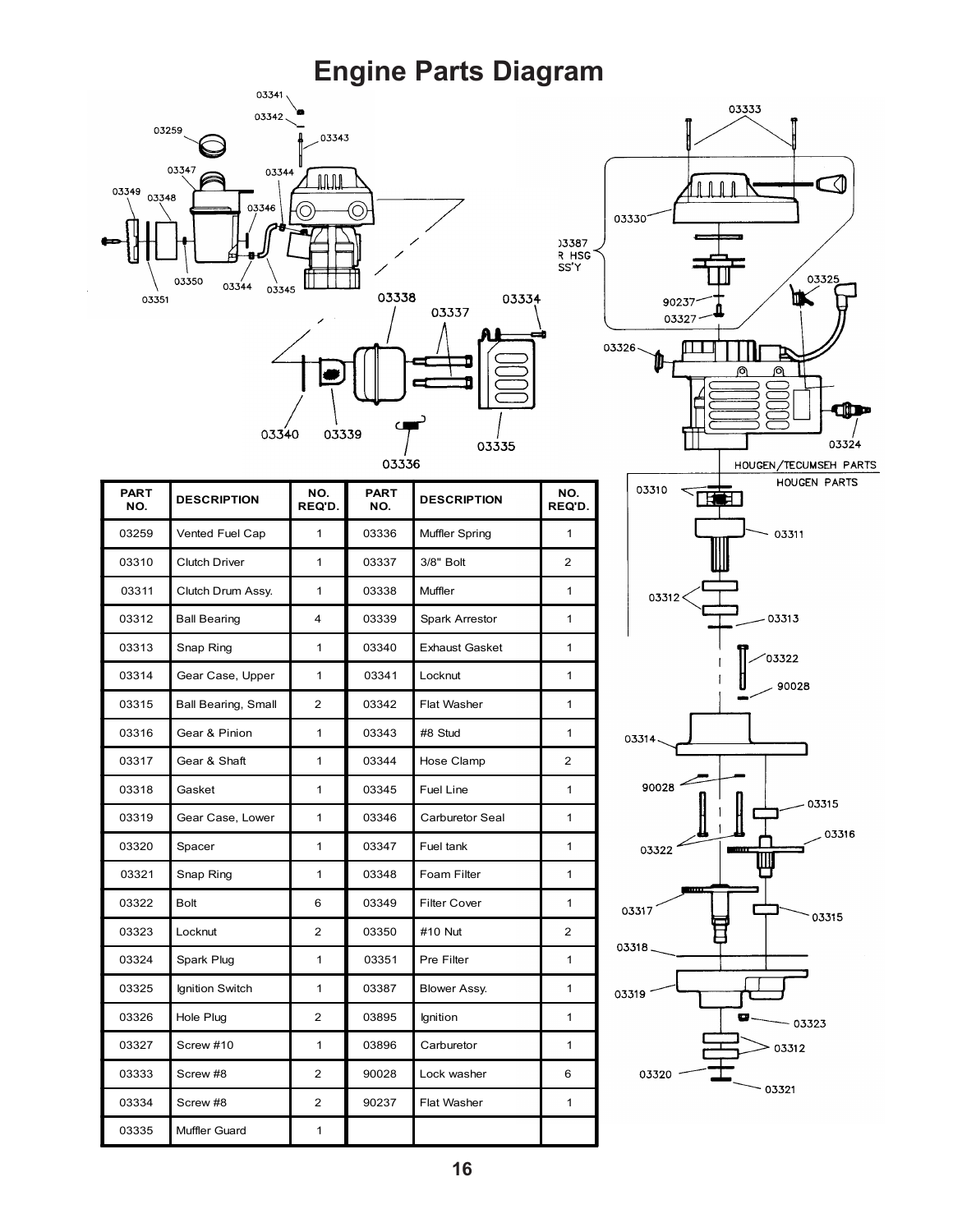# Engine Parts Diagram

| PART NO. | DESCRIPTION | NO. REQ'D. | PART NO. | DESCRIPTION | NO. REQ'D. |
|---|---|---|---|---|---|
| 03259 | Vented Fuel Cap | 1 | 03336 | Muffler Spring | 1 |
| 03310 | Clutch Driver | 1 | 03337 | 3/8" Bolt | 2 |
| 03311 | Clutch Drum Assy. | 1 | 03338 | Muffler | 1 |
| 03312 | Ball Bearing | 4 | 03339 | Spark Arrestor | 1 |
| 03313 | Snap Ring | 1 | 03340 | Exhaust Gasket | 1 |
| 03314 | Gear Case, Upper | 1 | 03341 | Locknut | 1 |
| 03315 | Ball Bearing, Small | 2 | 03342 | Flat Washer | 1 |
| 03316 | Gear & Pinion | 1 | 03343 | #8 Stud | 1 |
| 03317 | Gear & Shaft | 1 | 03344 | Hose Clamp | 2 |
| 03318 | Gasket | 1 | 03345 | Fuel Line | 1 |
| 03319 | Gear Case, Lower | 1 | 03346 | Carburetor Seal | 1 |
| 03320 | Spacer | 1 | 03347 | Fuel tank | 1 |
| 03321 | Snap Ring | 1 | 03348 | Foam Filter | 1 |
| 03322 | Bolt | 6 | 03349 | Filter Cover | 1 |
| 03323 | Locknut | 2 | 03350 | #10 Nut | 2 |
| 03324 | Spark Plug | 1 | 03351 | Pre Filter | 1 |
| 03325 | Ignition Switch | 1 | 03387 | Blower Assy. | 1 |
| 03326 | Hole Plug | 2 | 03895 | Ignition | 1 |
| 03327 | Screw #10 | 1 | 03896 | Carburetor | 1 |
| 03333 | Screw #8 | 2 | 90028 | Lock washer | 6 |
| 03334 | Screw #8 | 2 | 90237 | Flat Washer | 1 |
| 03335 | Muffler Guard | 1 | | | |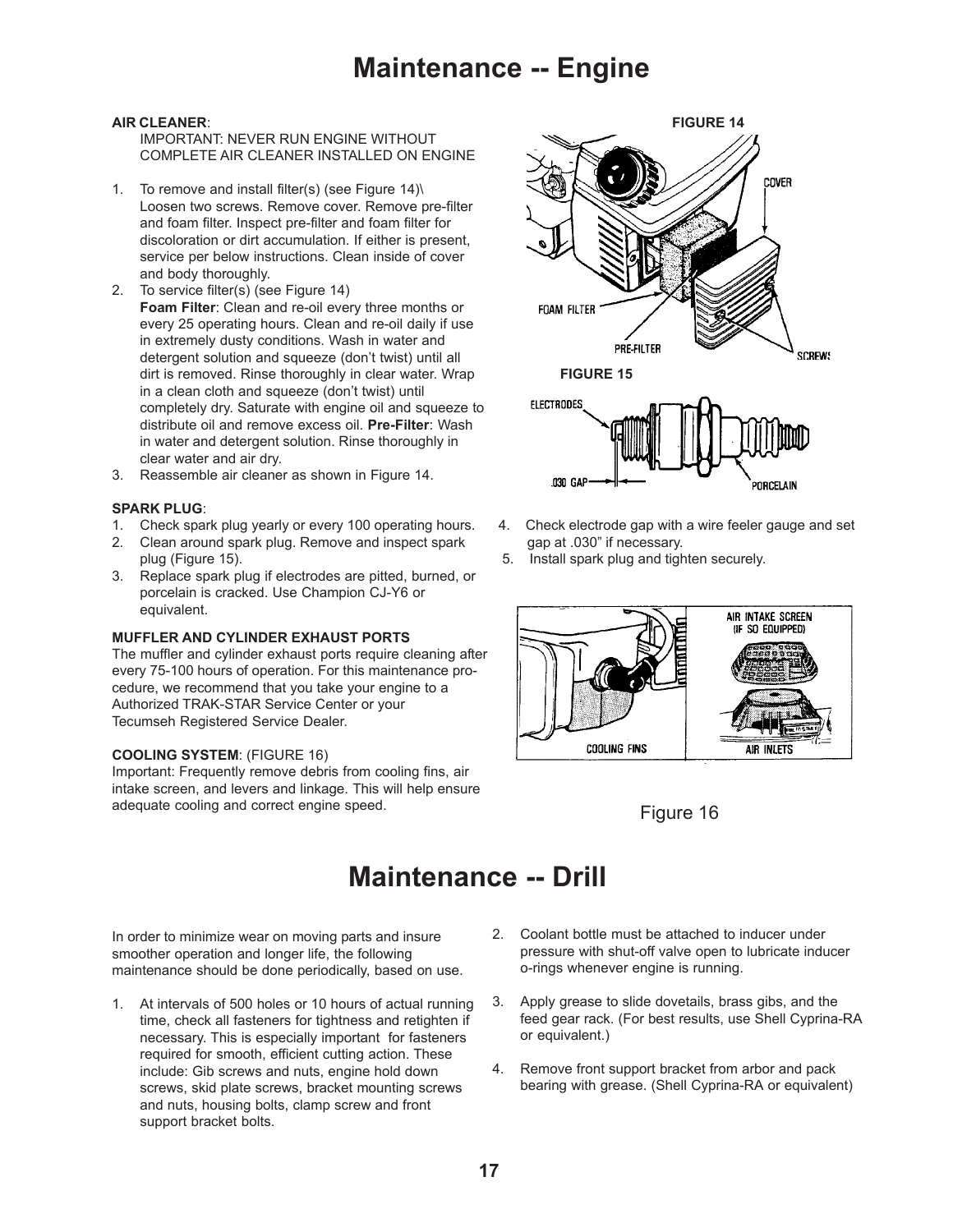# Maintenance -- Engine

**AIR CLEANER**:

IMPORTANT: NEVER RUN ENGINE WITHOUT COMPLETE AIR CLEANER INSTALLED ON ENGINE

1. To remove and install filter(s) (see Figure 14)\
   Loosen two screws. Remove cover. Remove pre-filter and foam filter. Inspect pre-filter and foam filter for discoloration or dirt accumulation. If either is present, service per below instructions. Clean inside of cover and body thoroughly.
2. To service filter(s) (see Figure 14)
   **Foam Filter**: Clean and re-oil every three months or every 25 operating hours. Clean and re-oil daily if use in extremely dusty conditions. Wash in water and detergent solution and squeeze (don't twist) until all dirt is removed. Rinse thoroughly in clear water. Wrap in a clean cloth and squeeze (don't twist) until completely dry. Saturate with engine oil and squeeze to distribute oil and remove excess oil. **Pre-Filter**: Wash in water and detergent solution. Rinse thoroughly in clear water and air dry.
3. Reassemble air cleaner as shown in Figure 14.

FIGURE 14

FIGURE 15

**SPARK PLUG**:

1. Check spark plug yearly or every 100 operating hours.
2. Clean around spark plug. Remove and inspect spark plug (Figure 15).
3. Replace spark plug if electrodes are pitted, burned, or porcelain is cracked. Use Champion CJ-Y6 or equivalent.
4. Check electrode gap with a wire feeler gauge and set gap at .030" if necessary.
5. Install spark plug and tighten securely.

**MUFFLER AND CYLINDER EXHAUST PORTS**

The muffler and cylinder exhaust ports require cleaning after every 75-100 hours of operation. For this maintenance procedure, we recommend that you take your engine to a Authorized TRAK-STAR Service Center or your Tecumseh Registered Service Dealer.

**COOLING SYSTEM**: (FIGURE 16)

Important: Frequently remove debris from cooling fins, air intake screen, and levers and linkage. This will help ensure adequate cooling and correct engine speed.

Figure 16

# Maintenance -- Drill

In order to minimize wear on moving parts and insure smoother operation and longer life, the following maintenance should be done periodically, based on use.

1. At intervals of 500 holes or 10 hours of actual running time, check all fasteners for tightness and retighten if necessary. This is especially important for fasteners required for smooth, efficient cutting action. These include: Gib screws and nuts, engine hold down screws, skid plate screws, bracket mounting screws and nuts, housing bolts, clamp screw and front support bracket bolts.
2. Coolant bottle must be attached to inducer under pressure with shut-off valve open to lubricate inducer o-rings whenever engine is running.
3. Apply grease to slide dovetails, brass gibs, and the feed gear rack. (For best results, use Shell Cyprina-RA or equivalent.)
4. Remove front support bracket from arbor and pack bearing with grease. (Shell Cyprina-RA or equivalent)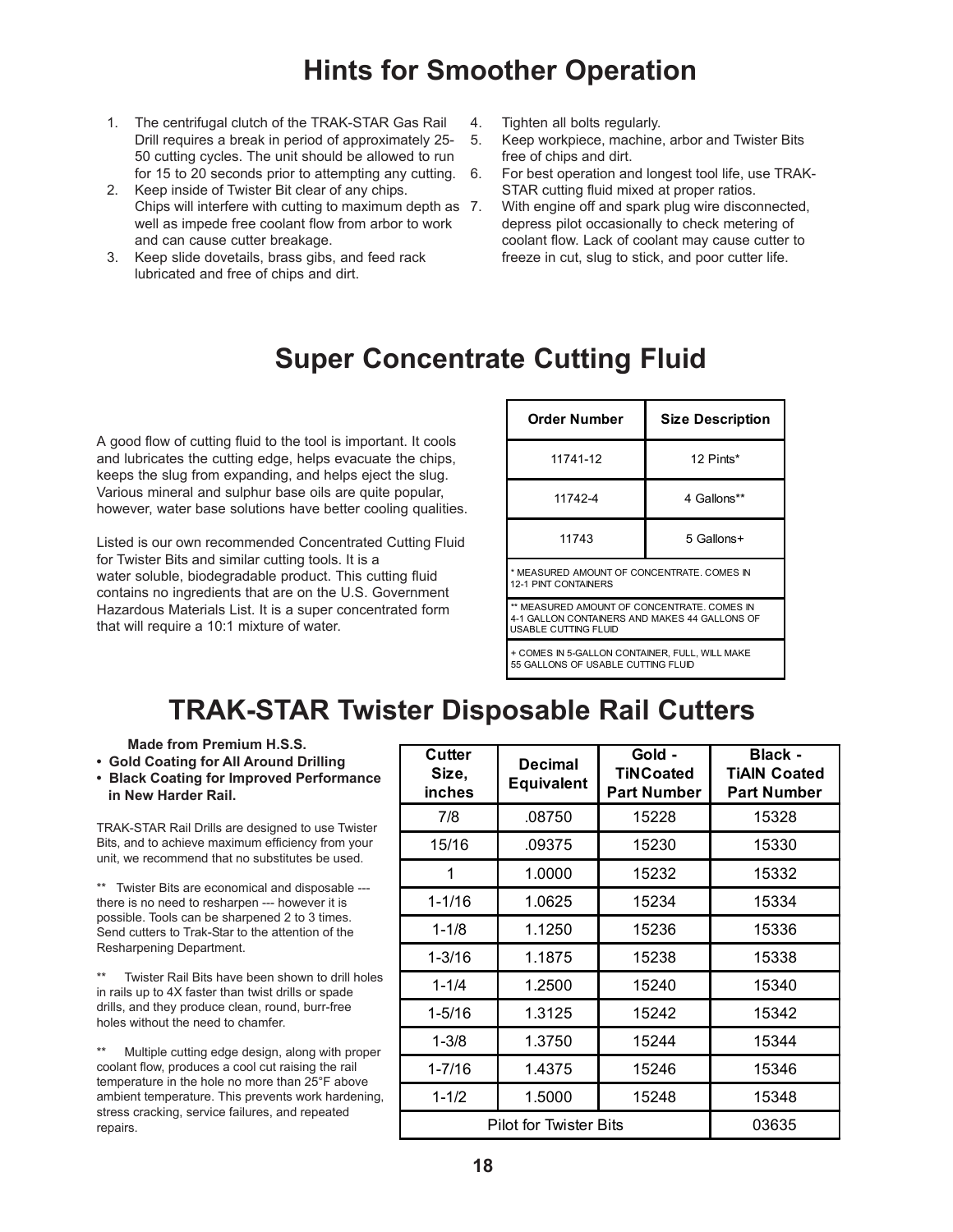# Hints for Smoother Operation

1. The centrifugal clutch of the TRAK-STAR Gas Rail Drill requires a break in period of approximately 25-50 cutting cycles. The unit should be allowed to run for 15 to 20 seconds prior to attempting any cutting.
2. Keep inside of Twister Bit clear of any chips. Chips will interfere with cutting to maximum depth as well as impede free coolant flow from arbor to work and can cause cutter breakage.
3. Keep slide dovetails, brass gibs, and feed rack lubricated and free of chips and dirt.
4. Tighten all bolts regularly.
5. Keep workpiece, machine, arbor and Twister Bits free of chips and dirt.
6. For best operation and longest tool life, use TRAK-STAR cutting fluid mixed at proper ratios.
7. With engine off and spark plug wire disconnected, depress pilot occasionally to check metering of coolant flow. Lack of coolant may cause cutter to freeze in cut, slug to stick, and poor cutter life.

# Super Concentrate Cutting Fluid

A good flow of cutting fluid to the tool is important. It cools and lubricates the cutting edge, helps evacuate the chips, keeps the slug from expanding, and helps eject the slug. Various mineral and sulphur base oils are quite popular, however, water base solutions have better cooling qualities.

Listed is our own recommended Concentrated Cutting Fluid for Twister Bits and similar cutting tools. It is a water soluble, biodegradable product. This cutting fluid contains no ingredients that are on the U.S. Government Hazardous Materials List. It is a super concentrated form that will require a 10:1 mixture of water.

| Order Number | Size Description |
|---|---|
| 11741-12 | 12 Pints* |
| 11742-4 | 4 Gallons** |
| 11743 | 5 Gallons+ |

* MEASURED AMOUNT OF CONCENTRATE. COMES IN 12-1 PINT CONTAINERS

** MEASURED AMOUNT OF CONCENTRATE. COMES IN 4-1 GALLON CONTAINERS AND MAKES 44 GALLONS OF USABLE CUTTING FLUID

+ COMES IN 5-GALLON CONTAINER, FULL, WILL MAKE 55 GALLONS OF USABLE CUTTING FLUID

# TRAK-STAR Twister Disposable Rail Cutters

**Made from Premium H.S.S.**

- **Gold Coating for All Around Drilling**
- **Black Coating for Improved Performance in New Harder Rail.**

TRAK-STAR Rail Drills are designed to use Twister Bits, and to achieve maximum efficiency from your unit, we recommend that no substitutes be used.

** Twister Bits are economical and disposable --- there is no need to resharpen --- however it is possible. Tools can be sharpened 2 to 3 times. Send cutters to Trak-Star to the attention of the Resharpening Department.

** Twister Rail Bits have been shown to drill holes in rails up to 4X faster than twist drills or spade drills, and they produce clean, round, burr-free holes without the need to chamfer.

** Multiple cutting edge design, along with proper coolant flow, produces a cool cut raising the rail temperature in the hole no more than 25°F above ambient temperature. This prevents work hardening, stress cracking, service failures, and repeated repairs.

| Cutter Size, inches | Decimal Equivalent | Gold - TiNCoated Part Number | Black - TiAlN Coated Part Number |
|---|---|---|---|
| 7/8 | .08750 | 15228 | 15328 |
| 15/16 | .09375 | 15230 | 15330 |
| 1 | 1.0000 | 15232 | 15332 |
| 1-1/16 | 1.0625 | 15234 | 15334 |
| 1-1/8 | 1.1250 | 15236 | 15336 |
| 1-3/16 | 1.1875 | 15238 | 15338 |
| 1-1/4 | 1.2500 | 15240 | 15340 |
| 1-5/16 | 1.3125 | 15242 | 15342 |
| 1-3/8 | 1.3750 | 15244 | 15344 |
| 1-7/16 | 1.4375 | 15246 | 15346 |
| 1-1/2 | 1.5000 | 15248 | 15348 |
| Pilot for Twister Bits | | | 03635 |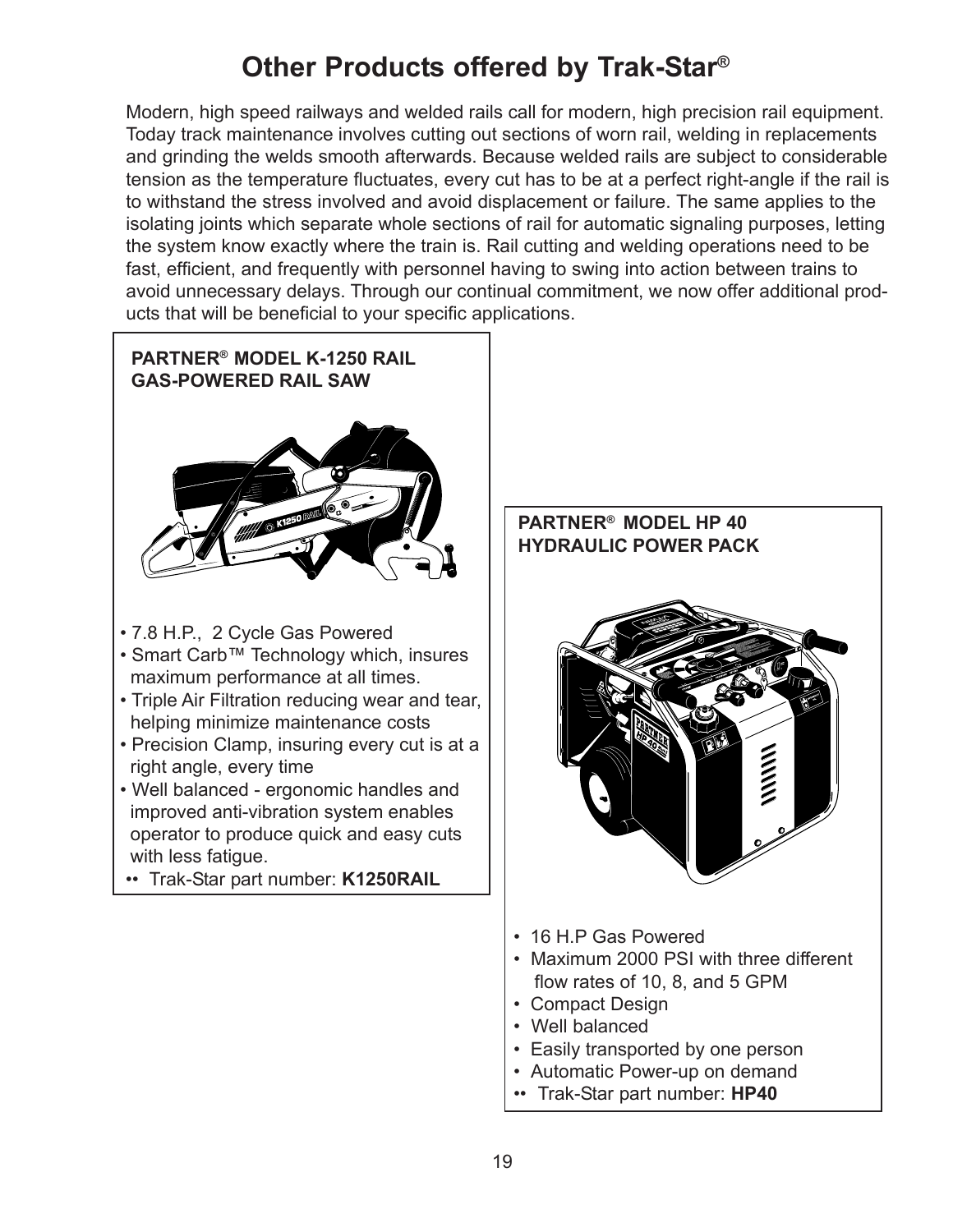# Other Products offered by Trak-Star®

Modern, high speed railways and welded rails call for modern, high precision rail equipment. Today track maintenance involves cutting out sections of worn rail, welding in replacements and grinding the welds smooth afterwards. Because welded rails are subject to considerable tension as the temperature fluctuates, every cut has to be at a perfect right-angle if the rail is to withstand the stress involved and avoid displacement or failure. The same applies to the isolating joints which separate whole sections of rail for automatic signaling purposes, letting the system know exactly where the train is. Rail cutting and welding operations need to be fast, efficient, and frequently with personnel having to swing into action between trains to avoid unnecessary delays. Through our continual commitment, we now offer additional products that will be beneficial to your specific applications.

## PARTNER® MODEL K-1250 RAIL GAS-POWERED RAIL SAW

- 7.8 H.P., 2 Cycle Gas Powered
- Smart Carb™ Technology which, insures maximum performance at all times.
- Triple Air Filtration reducing wear and tear, helping minimize maintenance costs
- Precision Clamp, insuring every cut is at a right angle, every time
- Well balanced - ergonomic handles and improved anti-vibration system enables operator to produce quick and easy cuts with less fatigue.
- Trak-Star part number: **K1250RAIL**

## PARTNER® MODEL HP 40 HYDRAULIC POWER PACK

- 16 H.P Gas Powered
- Maximum 2000 PSI with three different flow rates of 10, 8, and 5 GPM
- Compact Design
- Well balanced
- Easily transported by one person
- Automatic Power-up on demand
- Trak-Star part number: **HP40**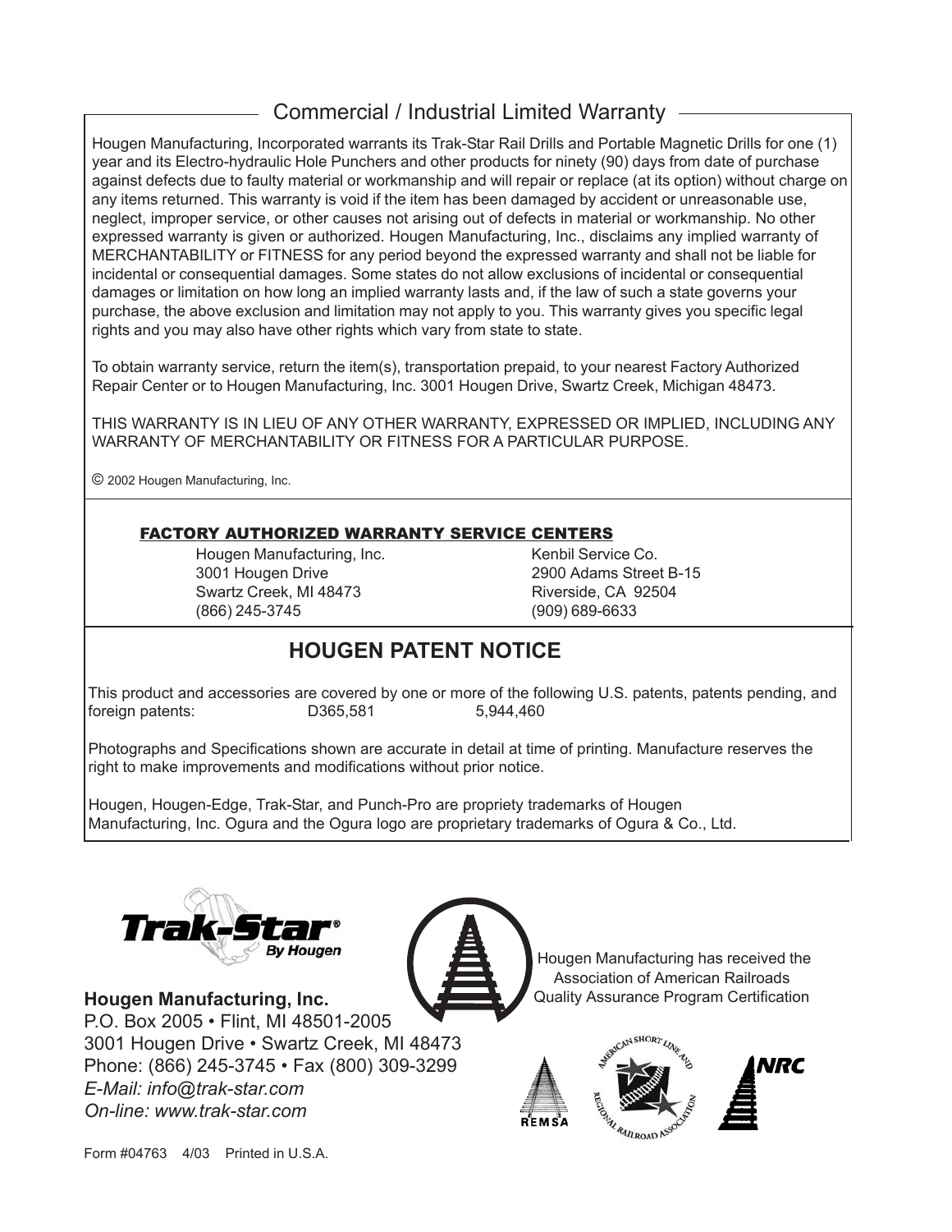## Commercial / Industrial Limited Warranty

Hougen Manufacturing, Incorporated warrants its Trak-Star Rail Drills and Portable Magnetic Drills for one (1) year and its Electro-hydraulic Hole Punchers and other products for ninety (90) days from date of purchase against defects due to faulty material or workmanship and will repair or replace (at its option) without charge on any items returned. This warranty is void if the item has been damaged by accident or unreasonable use, neglect, improper service, or other causes not arising out of defects in material or workmanship. No other expressed warranty is given or authorized. Hougen Manufacturing, Inc., disclaims any implied warranty of MERCHANTABILITY or FITNESS for any period beyond the expressed warranty and shall not be liable for incidental or consequential damages. Some states do not allow exclusions of incidental or consequential damages or limitation on how long an implied warranty lasts and, if the law of such a state governs your purchase, the above exclusion and limitation may not apply to you. This warranty gives you specific legal rights and you may also have other rights which vary from state to state.

To obtain warranty service, return the item(s), transportation prepaid, to your nearest Factory Authorized Repair Center or to Hougen Manufacturing, Inc. 3001 Hougen Drive, Swartz Creek, Michigan 48473.

THIS WARRANTY IS IN LIEU OF ANY OTHER WARRANTY, EXPRESSED OR IMPLIED, INCLUDING ANY WARRANTY OF MERCHANTABILITY OR FITNESS FOR A PARTICULAR PURPOSE.

© 2002 Hougen Manufacturing, Inc.

**FACTORY AUTHORIZED WARRANTY SERVICE CENTERS**

Hougen Manufacturing, Inc.
3001 Hougen Drive
Swartz Creek, MI 48473
(866) 245-3745

Kenbil Service Co.
2900 Adams Street B-15
Riverside, CA 92504
(909) 689-6633

## HOUGEN PATENT NOTICE

This product and accessories are covered by one or more of the following U.S. patents, patents pending, and foreign patents: D365,581 5,944,460

Photographs and Specifications shown are accurate in detail at time of printing. Manufacture reserves the right to make improvements and modifications without prior notice.

Hougen, Hougen-Edge, Trak-Star, and Punch-Pro are propriety trademarks of Hougen Manufacturing, Inc. Ogura and the Ogura logo are proprietary trademarks of Ogura & Co., Ltd.

Trak-Star® By Hougen

Hougen Manufacturing has received the Association of American Railroads Quality Assurance Program Certification

**Hougen Manufacturing, Inc.**
P.O. Box 2005 • Flint, MI 48501-2005
3001 Hougen Drive • Swartz Creek, MI 48473
Phone: (866) 245-3745 • Fax (800) 309-3299
*E-Mail: info@trak-star.com*
*On-line: www.trak-star.com*

REMSA

American Short Line and Regional Railroad Association

NRC

Form #04763 4/03 Printed in U.S.A.